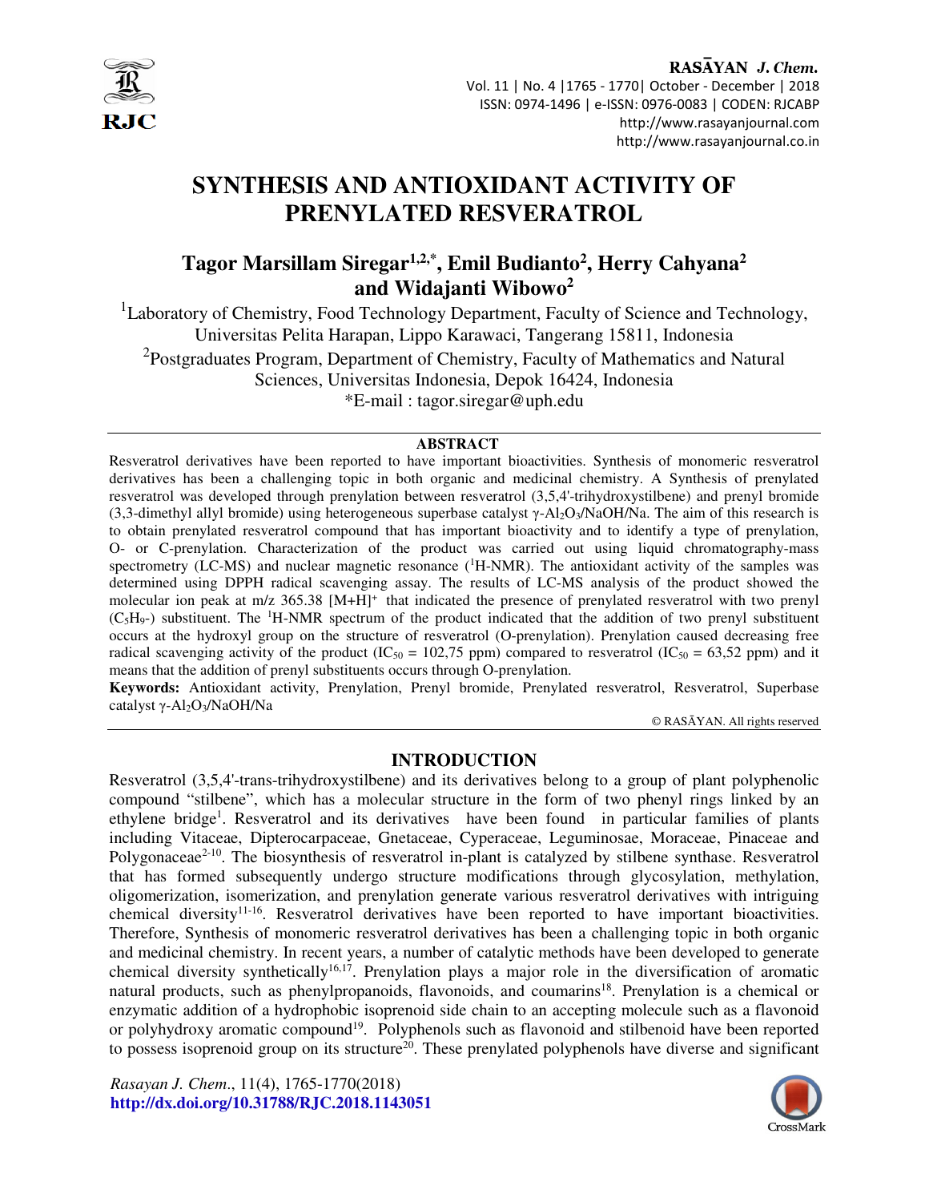# SYNTHESIS AND ANTIOXIDANT ACTIVITY OF PRENYLATED RESVERATROL

**Tagor Marsillam Siregar[1,2,*], Emil Budianto[2], Herry Cahyana[2] and Widajanti Wibowo[2]**

[1]Laboratory of Chemistry, Food Technology Department, Faculty of Science and Technology, Universitas Pelita Harapan, Lippo Karawaci, Tangerang 15811, Indonesia

[2]Postgraduates Program, Department of Chemistry, Faculty of Mathematics and Natural Sciences, Universitas Indonesia, Depok 16424, Indonesia

*E-mail : tagor.siregar@uph.edu

## ABSTRACT

Resveratrol derivatives have been reported to have important bioactivities. Synthesis of monomeric resveratrol derivatives has been a challenging topic in both organic and medicinal chemistry. A Synthesis of prenylated resveratrol was developed through prenylation between resveratrol (3,5,4'-trihydroxystilbene) and prenyl bromide (3,3-dimethyl allyl bromide) using heterogeneous superbase catalyst $\gamma$-$Al_2O_3$/NaOH/Na. The aim of this research is to obtain prenylated resveratrol compound that has important bioactivity and to identify a type of prenylation, O- or C-prenylation. Characterization of the product was carried out using liquid chromatography-mass spectrometry (LC-MS) and nuclear magnetic resonance ($^1$H-NMR). The antioxidant activity of the samples was determined using DPPH radical scavenging assay. The results of LC-MS analysis of the product showed the molecular ion peak at m/z 365.38 $[M+H]^+$ that indicated the presence of prenylated resveratrol with two prenyl ($C_5H_9$-) substituent. The $^1$H-NMR spectrum of the product indicated that the addition of two prenyl substituent occurs at the hydroxyl group on the structure of resveratrol (O-prenylation). Prenylation caused decreasing free radical scavenging activity of the product ($IC_{50}$ = 102,75 ppm) compared to resveratrol ($IC_{50}$ = 63,52 ppm) and it means that the addition of prenyl substituents occurs through O-prenylation.

**Keywords:** Antioxidant activity, Prenylation, Prenyl bromide, Prenylated resveratrol, Resveratrol, Superbase catalyst $\gamma$-$Al_2O_3$/NaOH/Na

© RASĀYAN. All rights reserved

## INTRODUCTION

Resveratrol (3,5,4'-trans-trihydroxystilbene) and its derivatives belong to a group of plant polyphenolic compound "stilbene", which has a molecular structure in the form of two phenyl rings linked by an ethylene bridge[1]. Resveratrol and its derivatives have been found in particular families of plants including Vitaceae, Dipterocarpaceae, Gnetaceae, Cyperaceae, Leguminosae, Moraceae, Pinaceae and Polygonaceae[2-10]. The biosynthesis of resveratrol in-plant is catalyzed by stilbene synthase. Resveratrol that has formed subsequently undergo structure modifications through glycosylation, methylation, oligomerization, isomerization, and prenylation generate various resveratrol derivatives with intriguing chemical diversity[11-16]. Resveratrol derivatives have been reported to have important bioactivities. Therefore, Synthesis of monomeric resveratrol derivatives has been a challenging topic in both organic and medicinal chemistry. In recent years, a number of catalytic methods have been developed to generate chemical diversity synthetically[16,17]. Prenylation plays a major role in the diversification of aromatic natural products, such as phenylpropanoids, flavonoids, and coumarins[18]. Prenylation is a chemical or enzymatic addition of a hydrophobic isoprenoid side chain to an accepting molecule such as a flavonoid or polyhydroxy aromatic compound[19]. Polyphenols such as flavonoid and stilbenoid have been reported to possess isoprenoid group on its structure[20]. These prenylated polyphenols have diverse and significant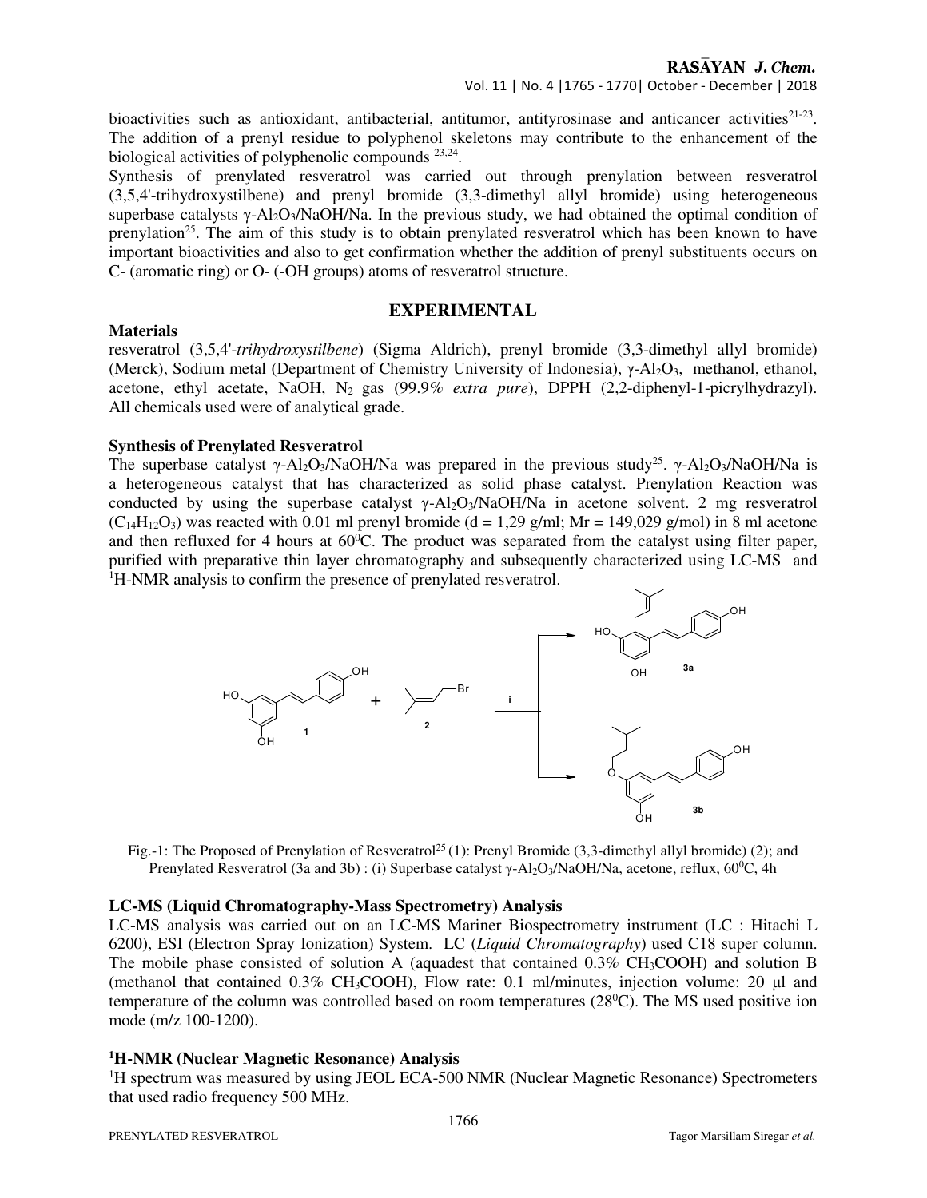bioactivities such as antioxidant, antibacterial, antitumor, antityrosinase and anticancer activities[21-23]. The addition of a prenyl residue to polyphenol skeletons may contribute to the enhancement of the biological activities of polyphenolic compounds [23,24].

Synthesis of prenylated resveratrol was carried out through prenylation between resveratrol (3,5,4'-trihydroxystilbene) and prenyl bromide (3,3-dimethyl allyl bromide) using heterogeneous superbase catalysts γ-$Al_2O_3$/NaOH/Na. In the previous study, we had obtained the optimal condition of prenylation[25]. The aim of this study is to obtain prenylated resveratrol which has been known to have important bioactivities and also to get confirmation whether the addition of prenyl substituents occurs on C- (aromatic ring) or O- (-OH groups) atoms of resveratrol structure.

## EXPERIMENTAL

### Materials

resveratrol (3,5,4'-*trihydroxystilbene*) (Sigma Aldrich), prenyl bromide (3,3-dimethyl allyl bromide) (Merck), Sodium metal (Department of Chemistry University of Indonesia), γ-$Al_2O_3$, methanol, ethanol, acetone, ethyl acetate, NaOH, $N_2$ gas (99.9% *extra pure*), DPPH (2,2-diphenyl-1-picrylhydrazyl). All chemicals used were of analytical grade.

### Synthesis of Prenylated Resveratrol

The superbase catalyst γ-$Al_2O_3$/NaOH/Na was prepared in the previous study[25]. γ-$Al_2O_3$/NaOH/Na is a heterogeneous catalyst that has characterized as solid phase catalyst. Prenylation Reaction was conducted by using the superbase catalyst γ-$Al_2O_3$/NaOH/Na in acetone solvent. 2 mg resveratrol ($C_{14}H_{12}O_3$) was reacted with 0.01 ml prenyl bromide (d = 1,29 g/ml; Mr = 149,029 g/mol) in 8 ml acetone and then refluxed for 4 hours at $60^0$C. The product was separated from the catalyst using filter paper, purified with preparative thin layer chromatography and subsequently characterized using LC-MS and $^1$H-NMR analysis to confirm the presence of prenylated resveratrol.

Fig.-1: The Proposed of Prenylation of Resveratrol[25] (1): Prenyl Bromide (3,3-dimethyl allyl bromide) (2); and Prenylated Resveratrol (3a and 3b) : (i) Superbase catalyst γ-$Al_2O_3$/NaOH/Na, acetone, reflux, $60^0$C, 4h

### LC-MS (Liquid Chromatography-Mass Spectrometry) Analysis

LC-MS analysis was carried out on an LC-MS Mariner Biospectrometry instrument (LC : Hitachi L 6200), ESI (Electron Spray Ionization) System. LC (*Liquid Chromatography*) used C18 super column. The mobile phase consisted of solution A (aquadest that contained 0.3% $CH_3COOH$) and solution B (methanol that contained 0.3% $CH_3COOH$), Flow rate: 0.1 ml/minutes, injection volume: 20 µl and temperature of the column was controlled based on room temperatures ($28^0$C). The MS used positive ion mode (m/z 100-1200).

### $^1$H-NMR (Nuclear Magnetic Resonance) Analysis

$^1$H spectrum was measured by using JEOL ECA-500 NMR (Nuclear Magnetic Resonance) Spectrometers that used radio frequency 500 MHz.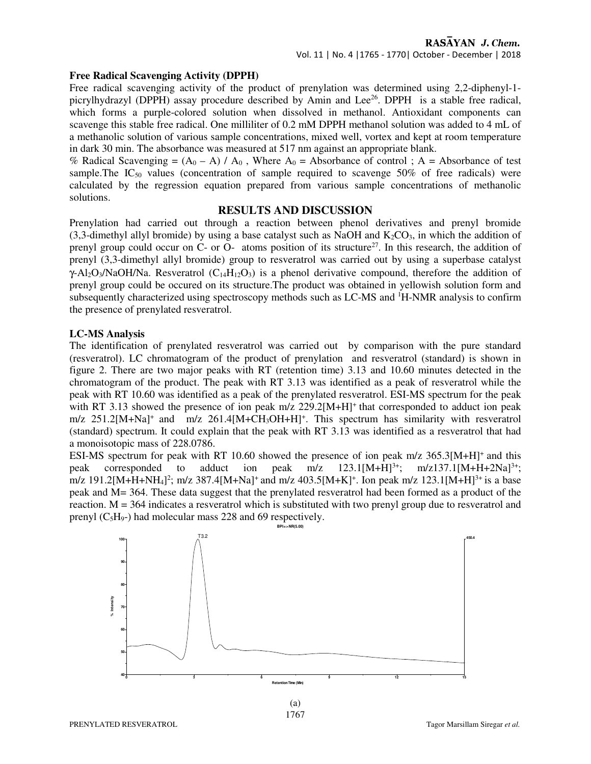**Free Radical Scavenging Activity (DPPH)**

Free radical scavenging activity of the product of prenylation was determined using 2,2-diphenyl-1-picrylhydrazyl (DPPH) assay procedure described by Amin and Lee[26]. DPPH is a stable free radical, which forms a purple-colored solution when dissolved in methanol. Antioxidant components can scavenge this stable free radical. One milliliter of 0.2 mM DPPH methanol solution was added to 4 mL of a methanolic solution of various sample concentrations, mixed well, vortex and kept at room temperature in dark 30 min. The absorbance was measured at 517 nm against an appropriate blank.

% Radical Scavenging = $(A_0 - A) / A_0$ , Where $A_0$ = Absorbance of control ; A = Absorbance of test sample.The $IC_{50}$ values (concentration of sample required to scavenge 50% of free radicals) were calculated by the regression equation prepared from various sample concentrations of methanolic solutions.

## RESULTS AND DISCUSSION

Prenylation had carried out through a reaction between phenol derivatives and prenyl bromide (3,3-dimethyl allyl bromide) by using a base catalyst such as NaOH and $K_2CO_3$, in which the addition of prenyl group could occur on C- or O- atoms position of its structure[27]. In this research, the addition of prenyl (3,3-dimethyl allyl bromide) group to resveratrol was carried out by using a superbase catalyst $\gamma$-$Al_2O_3$/NaOH/Na. Resveratrol ($C_{14}H_{12}O_3$) is a phenol derivative compound, therefore the addition of prenyl group could be occured on its structure.The product was obtained in yellowish solution form and subsequently characterized using spectroscopy methods such as LC-MS and $^1$H-NMR analysis to confirm the presence of prenylated resveratrol.

**LC-MS Analysis**

The identification of prenylated resveratrol was carried out by comparison with the pure standard (resveratrol). LC chromatogram of the product of prenylation and resveratrol (standard) is shown in figure 2. There are two major peaks with RT (retention time) 3.13 and 10.60 minutes detected in the chromatogram of the product. The peak with RT 3.13 was identified as a peak of resveratrol while the peak with RT 10.60 was identified as a peak of the prenylated resveratrol. ESI-MS spectrum for the peak with RT 3.13 showed the presence of ion peak m/z 229.2$[M+H]^+$ that corresponded to adduct ion peak m/z 251.2$[M+Na]^+$ and m/z 261.4$[M+CH_3OH+H]^+$. This spectrum has similarity with resveratrol (standard) spectrum. It could explain that the peak with RT 3.13 was identified as a resveratrol that had a monoisotopic mass of 228.0786.

ESI-MS spectrum for peak with RT 10.60 showed the presence of ion peak m/z 365.3$[M+H]^+$ and this peak corresponded to adduct ion peak m/z 123.1$[M+H]^{3+}$; m/z137.1$[M+H+2Na]^{3+}$; m/z 191.2$[M+H+NH_4]^2$; m/z 387.4$[M+Na]^+$ and m/z 403.5$[M+K]^+$. Ion peak m/z 123.1$[M+H]^{3+}$ is a base peak and M= 364. These data suggest that the prenylated resveratrol had been formed as a product of the reaction. M = 364 indicates a resveratrol which is substituted with two prenyl group due to resveratrol and prenyl ($C_5H_9$-) had molecular mass 228 and 69 respectively.

(a)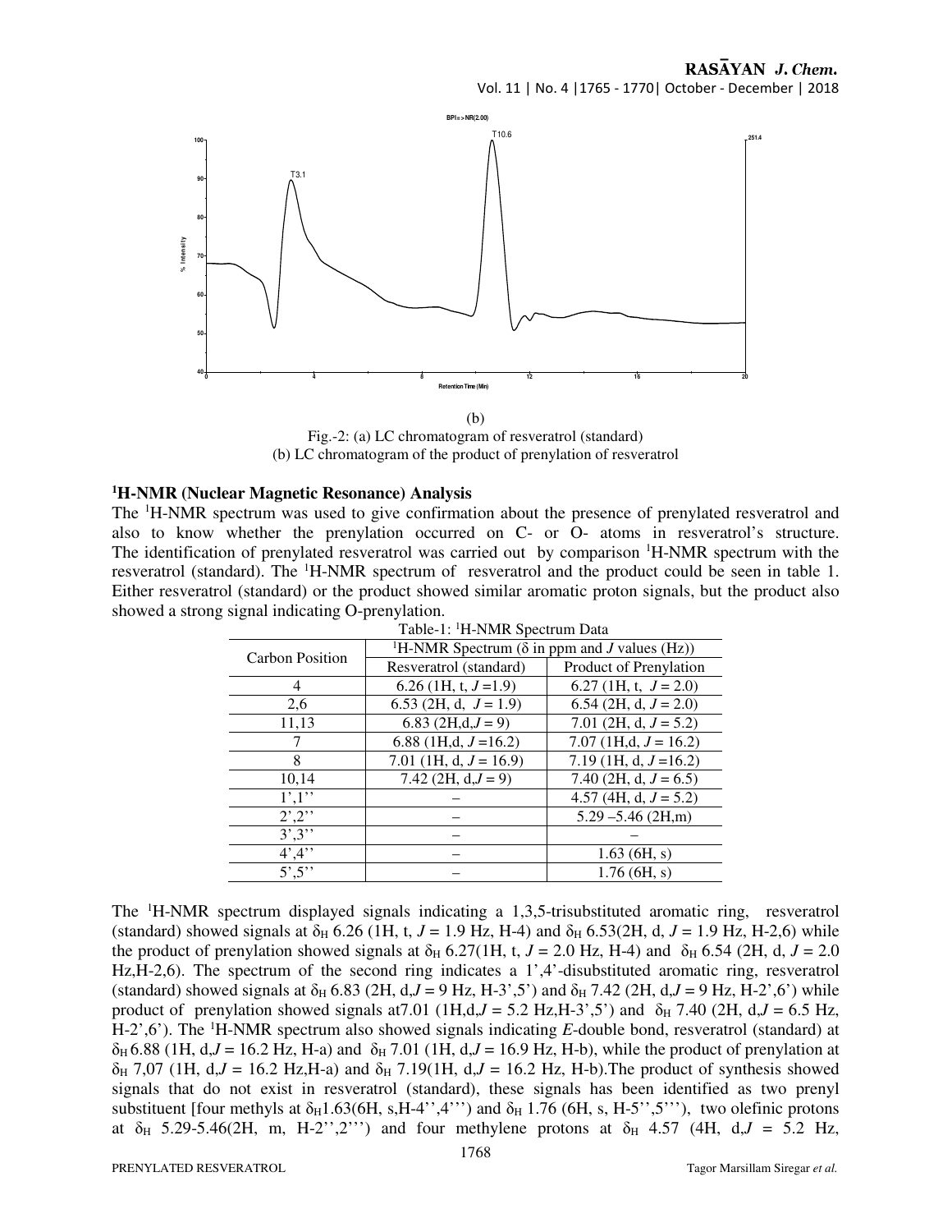(b)

Fig.-2: (a) LC chromatogram of resveratrol (standard)
(b) LC chromatogram of the product of prenylation of resveratrol

### [1]H-NMR (Nuclear Magnetic Resonance) Analysis

The [1]H-NMR spectrum was used to give confirmation about the presence of prenylated resveratrol and also to know whether the prenylation occurred on C- or O- atoms in resveratrol's structure. The identification of prenylated resveratrol was carried out by comparison [1]H-NMR spectrum with the resveratrol (standard). The [1]H-NMR spectrum of resveratrol and the product could be seen in table 1. Either resveratrol (standard) or the product showed similar aromatic proton signals, but the product also showed a strong signal indicating O-prenylation.

Table-1: [1]H-NMR Spectrum Data

| Carbon Position | [1]H-NMR Spectrum (δ in ppm and *J* values (Hz)) | |
|---|---|---|
| | Resveratrol (standard) | Product of Prenylation |
| 4 | 6.26 (1H, t, *J* =1.9) | 6.27 (1H, t, *J* = 2.0) |
| 2,6 | 6.53 (2H, d, *J* = 1.9) | 6.54 (2H, d, *J* = 2.0) |
| 11,13 | 6.83 (2H,d,*J* = 9) | 7.01 (2H, d, *J* = 5.2) |
| 7 | 6.88 (1H,d, *J* =16.2) | 7.07 (1H,d, *J* = 16.2) |
| 8 | 7.01 (1H, d, *J* = 16.9) | 7.19 (1H, d, *J* =16.2) |
| 10,14 | 7.42 (2H, d,*J* = 9) | 7.40 (2H, d, *J* = 6.5) |
| 1',1'' | – | 4.57 (4H, d, *J* = 5.2) |
| 2',2'' | – | 5.29 –5.46 (2H,m) |
| 3',3'' | – | – |
| 4',4'' | – | 1.63 (6H, s) |
| 5',5'' | – | 1.76 (6H, s) |

The [1]H-NMR spectrum displayed signals indicating a 1,3,5-trisubstituted aromatic ring, resveratrol (standard) showed signals at $\delta_H$ 6.26 (1H, t, *J* = 1.9 Hz, H-4) and $\delta_H$ 6.53(2H, d, *J* = 1.9 Hz, H-2,6) while the product of prenylation showed signals at $\delta_H$ 6.27(1H, t, *J* = 2.0 Hz, H-4) and $\delta_H$ 6.54 (2H, d, *J* = 2.0 Hz,H-2,6). The spectrum of the second ring indicates a 1',4'-disubstituted aromatic ring, resveratrol (standard) showed signals at $\delta_H$ 6.83 (2H, d,*J* = 9 Hz, H-3',5') and $\delta_H$ 7.42 (2H, d,*J* = 9 Hz, H-2',6') while product of prenylation showed signals at7.01 (1H,d,*J* = 5.2 Hz,H-3',5') and $\delta_H$ 7.40 (2H, d,*J* = 6.5 Hz, H-2',6'). The [1]H-NMR spectrum also showed signals indicating *E*-double bond, resveratrol (standard) at $\delta_H$ 6.88 (1H, d,*J* = 16.2 Hz, H-a) and $\delta_H$ 7.01 (1H, d,*J* = 16.9 Hz, H-b), while the product of prenylation at $\delta_H$ 7,07 (1H, d,*J* = 16.2 Hz,H-a) and $\delta_H$ 7.19(1H, d,*J* = 16.2 Hz, H-b).The product of synthesis showed signals that do not exist in resveratrol (standard), these signals has been identified as two prenyl substituent [four methyls at $\delta_H$1.63(6H, s,H-4'',4''') and $\delta_H$ 1.76 (6H, s, H-5'',5'''), two olefinic protons at $\delta_H$ 5.29-5.46(2H, m, H-2'',2''') and four methylene protons at $\delta_H$ 4.57 (4H, d,*J* = 5.2 Hz,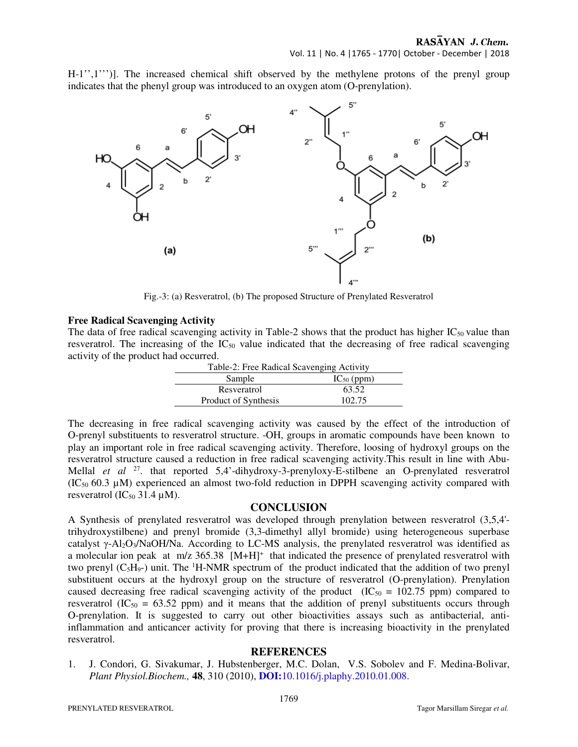H-1'',1''')]. The increased chemical shift observed by the methylene protons of the prenyl group indicates that the phenyl group was introduced to an oxygen atom (O-prenylation).

Fig.-3: (a) Resveratrol, (b) The proposed Structure of Prenylated Resveratrol

### Free Radical Scavenging Activity

The data of free radical scavenging activity in Table-2 shows that the product has higher $IC_{50}$ value than resveratrol. The increasing of the $IC_{50}$ value indicated that the decreasing of free radical scavenging activity of the product had occurred.

Table-2: Free Radical Scavenging Activity

| Sample | $IC_{50}$ (ppm) |
| --- | --- |
| Resveratrol | 63.52 |
| Product of Synthesis | 102.75 |

The decreasing in free radical scavenging activity was caused by the effect of the introduction of O-prenyl substituents to resveratrol structure. -OH, groups in aromatic compounds have been known to play an important role in free radical scavenging activity. Therefore, loosing of hydroxyl groups on the resveratrol structure caused a reduction in free radical scavenging activity.This result in line with Abu-Mellal *et al* [27]. that reported 5,4'-dihydroxy-3-prenyloxy-E-stilbene an O-prenylated resveratrol ($IC_{50}$ 60.3 µM) experienced an almost two-fold reduction in DPPH scavenging activity compared with resveratrol ($IC_{50}$ 31.4 µM).

## CONCLUSION

A Synthesis of prenylated resveratrol was developed through prenylation between resveratrol (3,5,4'-trihydroxystilbene) and prenyl bromide (3,3-dimethyl allyl bromide) using heterogeneous superbase catalyst γ-$Al_2O_3$/NaOH/Na. According to LC-MS analysis, the prenylated resveratrol was identified as a molecular ion peak at m/z 365.38 $[M+H]^+$ that indicated the presence of prenylated resveratrol with two prenyl ($C_5H_9$-) unit. The $^1$H-NMR spectrum of the product indicated that the addition of two prenyl substituent occurs at the hydroxyl group on the structure of resveratrol (O-prenylation). Prenylation caused decreasing free radical scavenging activity of the product ($IC_{50}$ = 102.75 ppm) compared to resveratrol ($IC_{50}$ = 63.52 ppm) and it means that the addition of prenyl substituents occurs through O-prenylation. It is suggested to carry out other bioactivities assays such as antibacterial, anti-inflammation and anticancer activity for proving that there is increasing bioactivity in the prenylated resveratrol.

## REFERENCES

1. J. Condori, G. Sivakumar, J. Hubstenberger, M.C. Dolan, V.S. Sobolev and F. Medina-Bolivar, *Plant Physiol.Biochem.,* **48**, 310 (2010), **DOI:**10.1016/j.plaphy.2010.01.008.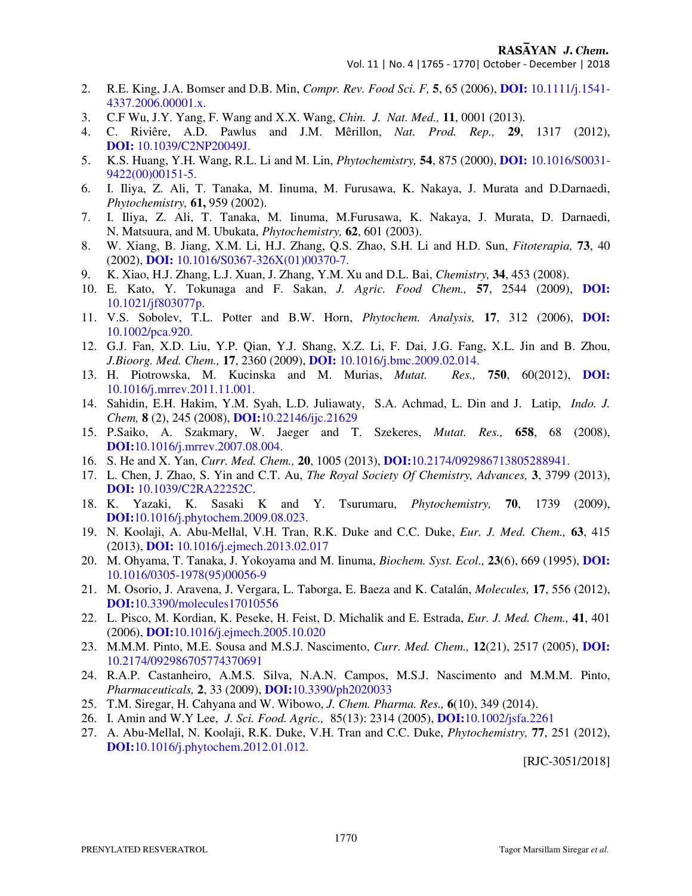2. R.E. King, J.A. Bomser and D.B. Min, *Compr. Rev. Food Sci. F,* **5**, 65 (2006), **DOI:** 10.1111/j.1541-4337.2006.00001.x.
3. C.F Wu, J.Y. Yang, F. Wang and X.X. Wang, *Chin. J. Nat. Med.,* **11**, 0001 (2013).
4. C. Rivière, A.D. Pawlus and J.M. Mérillon, *Nat. Prod. Rep.,* **29**, 1317 (2012), **DOI:** 10.1039/C2NP20049J.
5. K.S. Huang, Y.H. Wang, R.L. Li and M. Lin, *Phytochemistry,* **54**, 875 (2000), **DOI:** 10.1016/S0031-9422(00)00151-5.
6. I. Iliya, Z. Ali, T. Tanaka, M. Iinuma, M. Furusawa, K. Nakaya, J. Murata and D.Darnaedi, *Phytochemistry,* **61,** 959 (2002).
7. I. Iliya, Z. Ali, T. Tanaka, M. Iinuma, M.Furusawa, K. Nakaya, J. Murata, D. Darnaedi, N. Matsuura, and M. Ubukata, *Phytochemistry,* **62**, 601 (2003).
8. W. Xiang, B. Jiang, X.M. Li, H.J. Zhang, Q.S. Zhao, S.H. Li and H.D. Sun, *Fitoterapia,* **73**, 40 (2002), **DOI:** 10.1016/S0367-326X(01)00370-7.
9. K. Xiao, H.J. Zhang, L.J. Xuan, J. Zhang, Y.M. Xu and D.L. Bai, *Chemistry,* **34**, 453 (2008).
10. E. Kato, Y. Tokunaga and F. Sakan, *J. Agric. Food Chem.,* **57**, 2544 (2009), **DOI:** 10.1021/jf803077p.
11. V.S. Sobolev, T.L. Potter and B.W. Horn, *Phytochem. Analysis,* **17**, 312 (2006), **DOI:** 10.1002/pca.920.
12. G.J. Fan, X.D. Liu, Y.P. Qian, Y.J. Shang, X.Z. Li, F. Dai, J.G. Fang, X.L. Jin and B. Zhou, *J.Bioorg. Med. Chem.,* **17**, 2360 (2009), **DOI:** 10.1016/j.bmc.2009.02.014.
13. H. Piotrowska, M. Kucinska and M. Murias, *Mutat. Res.,* **750**, 60(2012), **DOI:** 10.1016/j.mrrev.2011.11.001.
14. Sahidin, E.H. Hakim, Y.M. Syah, L.D. Juliawaty, S.A. Achmad, L. Din and J. Latip, *Indo. J. Chem,* **8** (2), 245 (2008), **DOI:**10.22146/ijc.21629
15. P.Saiko, A. Szakmary, W. Jaeger and T. Szekeres, *Mutat. Res.,* **658**, 68 (2008), **DOI:**10.1016/j.mrrev.2007.08.004.
16. S. He and X. Yan, *Curr. Med. Chem.,* **20**, 1005 (2013), **DOI:**10.2174/092986713805288941.
17. L. Chen, J. Zhao, S. Yin and C.T. Au, *The Royal Society Of Chemistry, Advances,* **3**, 3799 (2013), **DOI:** 10.1039/C2RA22252C.
18. K. Yazaki, K. Sasaki K and Y. Tsurumaru, *Phytochemistry,* **70**, 1739 (2009), **DOI:**10.1016/j.phytochem.2009.08.023.
19. N. Koolaji, A. Abu-Mellal, V.H. Tran, R.K. Duke and C.C. Duke, *Eur. J. Med. Chem.,* **63**, 415 (2013), **DOI:** 10.1016/j.ejmech.2013.02.017
20. M. Ohyama, T. Tanaka, J. Yokoyama and M. Iinuma, *Biochem. Syst. Ecol.,* **23**(6), 669 (1995), **DOI:** 10.1016/0305-1978(95)00056-9
21. M. Osorio, J. Aravena, J. Vergara, L. Taborga, E. Baeza and K. Catalán, *Molecules,* **17**, 556 (2012), **DOI:**10.3390/molecules17010556
22. L. Pisco, M. Kordian, K. Peseke, H. Feist, D. Michalik and E. Estrada, *Eur. J. Med. Chem.,* **41**, 401 (2006), **DOI:**10.1016/j.ejmech.2005.10.020
23. M.M.M. Pinto, M.E. Sousa and M.S.J. Nascimento, *Curr. Med. Chem.,* **12**(21), 2517 (2005), **DOI:** 10.2174/092986705774370691
24. R.A.P. Castanheiro, A.M.S. Silva, N.A.N. Campos, M.S.J. Nascimento and M.M.M. Pinto, *Pharmaceuticals,* **2**, 33 (2009), **DOI:**10.3390/ph2020033
25. T.M. Siregar, H. Cahyana and W. Wibowo, *J. Chem. Pharma. Res.,* **6**(10), 349 (2014).
26. I. Amin and W.Y Lee, *J. Sci. Food. Agric.,* 85(13): 2314 (2005), **DOI:**10.1002/jsfa.2261
27. A. Abu-Mellal, N. Koolaji, R.K. Duke, V.H. Tran and C.C. Duke, *Phytochemistry,* **77**, 251 (2012), **DOI:**10.1016/j.phytochem.2012.01.012.

[RJC-3051/2018]